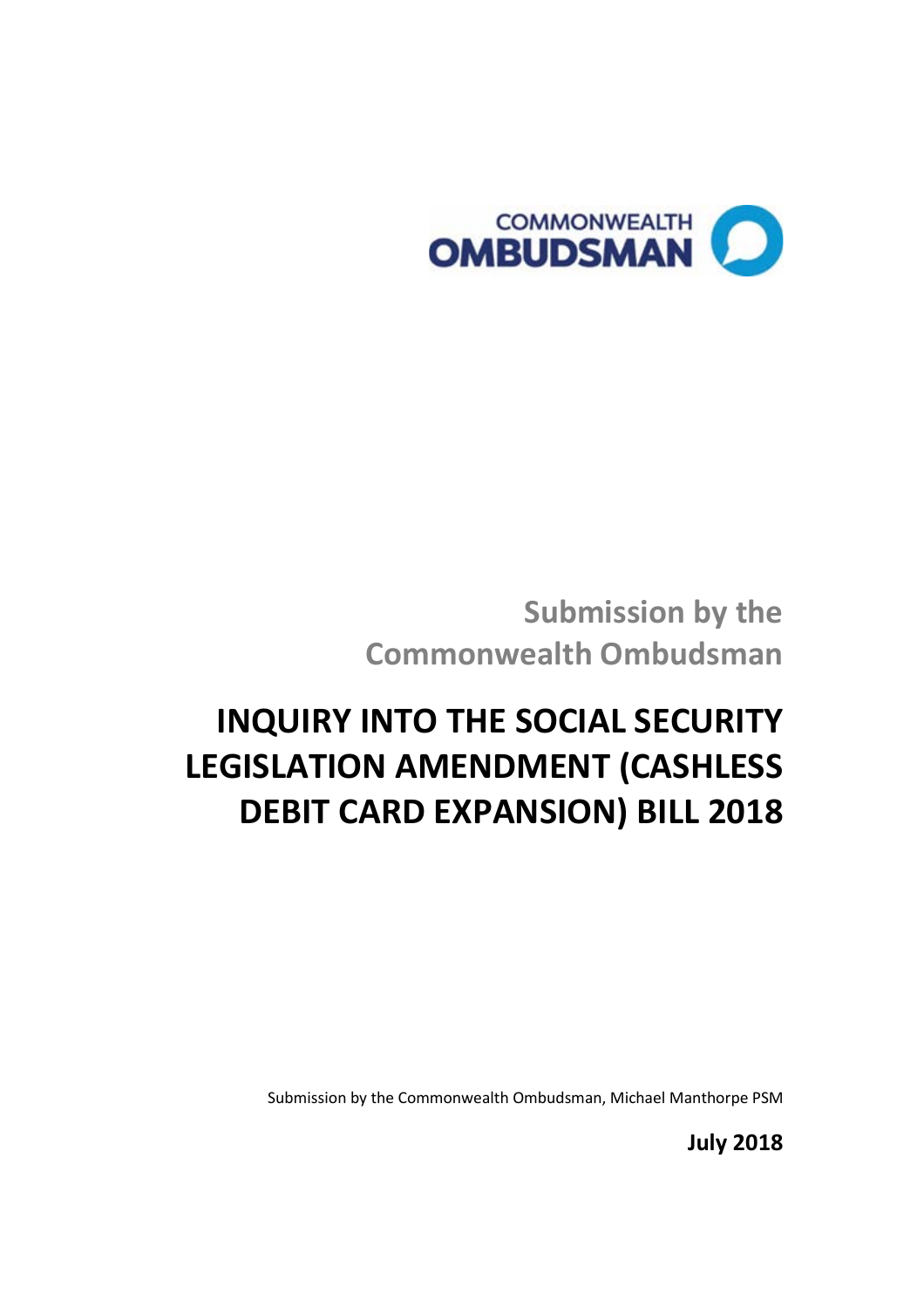COMMONWEALTH OMBUDSMAN

Submission by the Commonwealth Ombudsman

# INQUIRY INTO THE SOCIAL SECURITY LEGISLATION AMENDMENT (CASHLESS DEBIT CARD EXPANSION) BILL 2018

Submission by the Commonwealth Ombudsman, Michael Manthorpe PSM

**July 2018**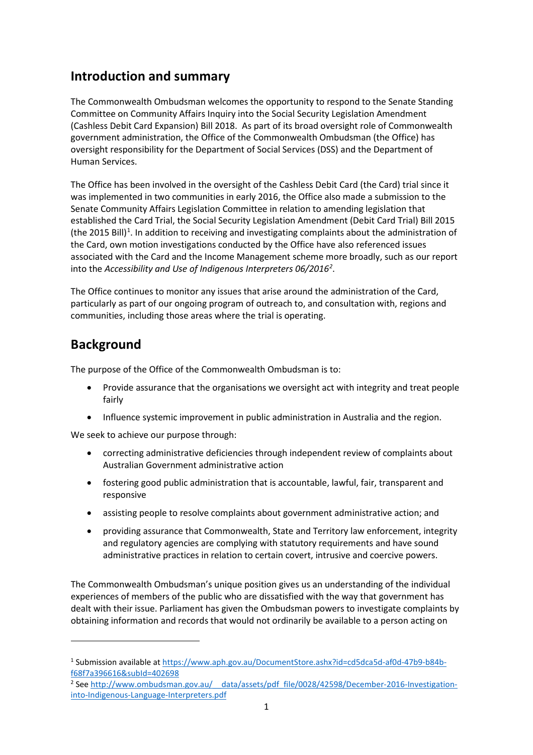## Introduction and summary

The Commonwealth Ombudsman welcomes the opportunity to respond to the Senate Standing Committee on Community Affairs Inquiry into the Social Security Legislation Amendment (Cashless Debit Card Expansion) Bill 2018. As part of its broad oversight role of Commonwealth government administration, the Office of the Commonwealth Ombudsman (the Office) has oversight responsibility for the Department of Social Services (DSS) and the Department of Human Services.

The Office has been involved in the oversight of the Cashless Debit Card (the Card) trial since it was implemented in two communities in early 2016, the Office also made a submission to the Senate Community Affairs Legislation Committee in relation to amending legislation that established the Card Trial, the Social Security Legislation Amendment (Debit Card Trial) Bill 2015 (the 2015 Bill)[1]. In addition to receiving and investigating complaints about the administration of the Card, own motion investigations conducted by the Office have also referenced issues associated with the Card and the Income Management scheme more broadly, such as our report into the *Accessibility and Use of Indigenous Interpreters 06/2016*[2].

The Office continues to monitor any issues that arise around the administration of the Card, particularly as part of our ongoing program of outreach to, and consultation with, regions and communities, including those areas where the trial is operating.

## Background

The purpose of the Office of the Commonwealth Ombudsman is to:

- Provide assurance that the organisations we oversight act with integrity and treat people fairly
- Influence systemic improvement in public administration in Australia and the region.

We seek to achieve our purpose through:

- correcting administrative deficiencies through independent review of complaints about Australian Government administrative action
- fostering good public administration that is accountable, lawful, fair, transparent and responsive
- assisting people to resolve complaints about government administrative action; and
- providing assurance that Commonwealth, State and Territory law enforcement, integrity and regulatory agencies are complying with statutory requirements and have sound administrative practices in relation to certain covert, intrusive and coercive powers.

The Commonwealth Ombudsman's unique position gives us an understanding of the individual experiences of members of the public who are dissatisfied with the way that government has dealt with their issue. Parliament has given the Ombudsman powers to investigate complaints by obtaining information and records that would not ordinarily be available to a person acting on

---

[1] Submission available at https://www.aph.gov.au/DocumentStore.ashx?id=cd5dca5d-af0d-47b9-b84b-f68f7a396616&subId=402698

[2] See http://www.ombudsman.gov.au/__data/assets/pdf_file/0028/42598/December-2016-Investigation-into-Indigenous-Language-Interpreters.pdf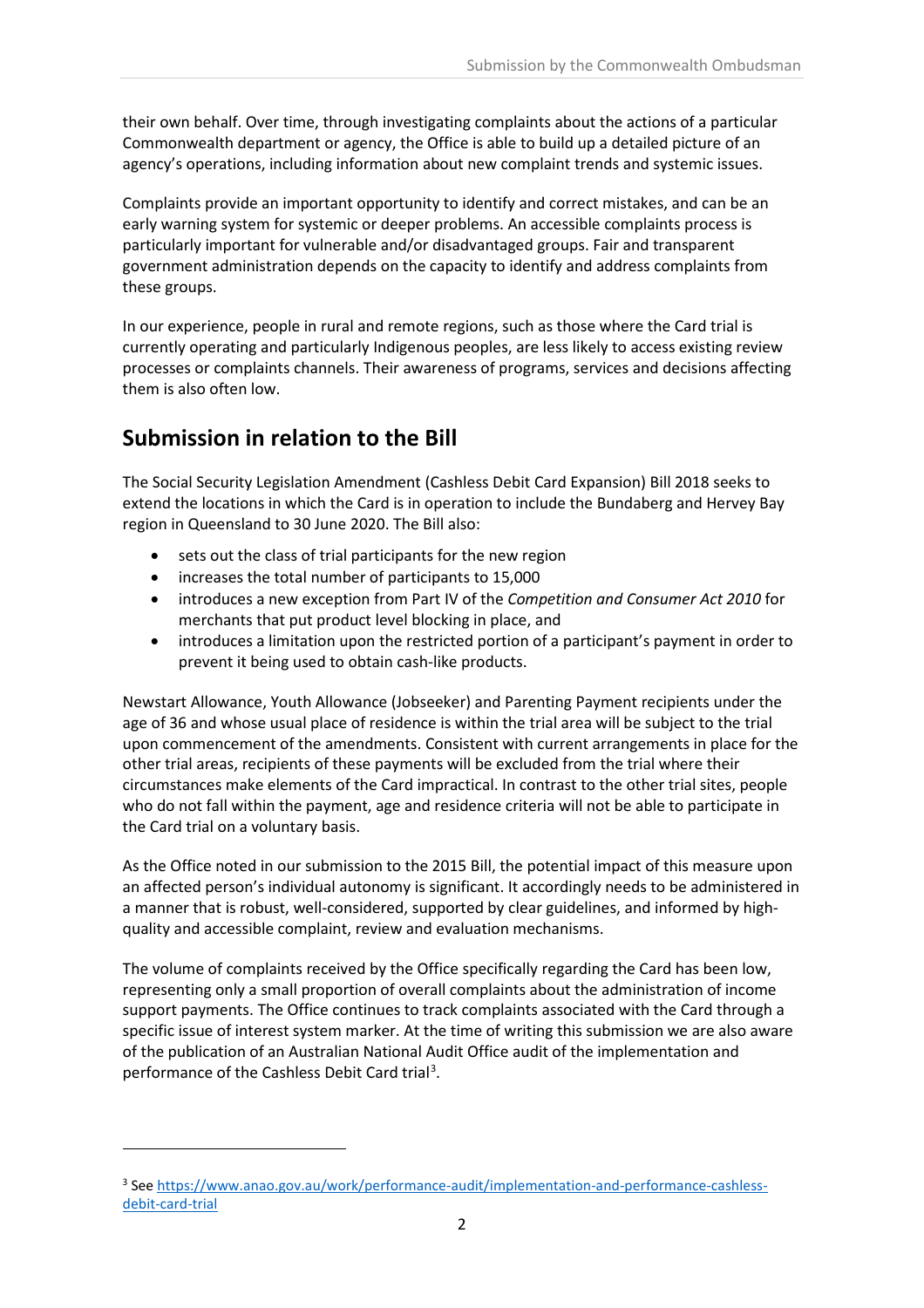their own behalf. Over time, through investigating complaints about the actions of a particular Commonwealth department or agency, the Office is able to build up a detailed picture of an agency's operations, including information about new complaint trends and systemic issues.

Complaints provide an important opportunity to identify and correct mistakes, and can be an early warning system for systemic or deeper problems. An accessible complaints process is particularly important for vulnerable and/or disadvantaged groups. Fair and transparent government administration depends on the capacity to identify and address complaints from these groups.

In our experience, people in rural and remote regions, such as those where the Card trial is currently operating and particularly Indigenous peoples, are less likely to access existing review processes or complaints channels. Their awareness of programs, services and decisions affecting them is also often low.

## Submission in relation to the Bill

The Social Security Legislation Amendment (Cashless Debit Card Expansion) Bill 2018 seeks to extend the locations in which the Card is in operation to include the Bundaberg and Hervey Bay region in Queensland to 30 June 2020. The Bill also:

- sets out the class of trial participants for the new region
- increases the total number of participants to 15,000
- introduces a new exception from Part IV of the *Competition and Consumer Act 2010* for merchants that put product level blocking in place, and
- introduces a limitation upon the restricted portion of a participant's payment in order to prevent it being used to obtain cash-like products.

Newstart Allowance, Youth Allowance (Jobseeker) and Parenting Payment recipients under the age of 36 and whose usual place of residence is within the trial area will be subject to the trial upon commencement of the amendments. Consistent with current arrangements in place for the other trial areas, recipients of these payments will be excluded from the trial where their circumstances make elements of the Card impractical. In contrast to the other trial sites, people who do not fall within the payment, age and residence criteria will not be able to participate in the Card trial on a voluntary basis.

As the Office noted in our submission to the 2015 Bill, the potential impact of this measure upon an affected person's individual autonomy is significant. It accordingly needs to be administered in a manner that is robust, well-considered, supported by clear guidelines, and informed by high-quality and accessible complaint, review and evaluation mechanisms.

The volume of complaints received by the Office specifically regarding the Card has been low, representing only a small proportion of overall complaints about the administration of income support payments. The Office continues to track complaints associated with the Card through a specific issue of interest system marker. At the time of writing this submission we are also aware of the publication of an Australian National Audit Office audit of the implementation and performance of the Cashless Debit Card trial[3].

[3] See https://www.anao.gov.au/work/performance-audit/implementation-and-performance-cashless-debit-card-trial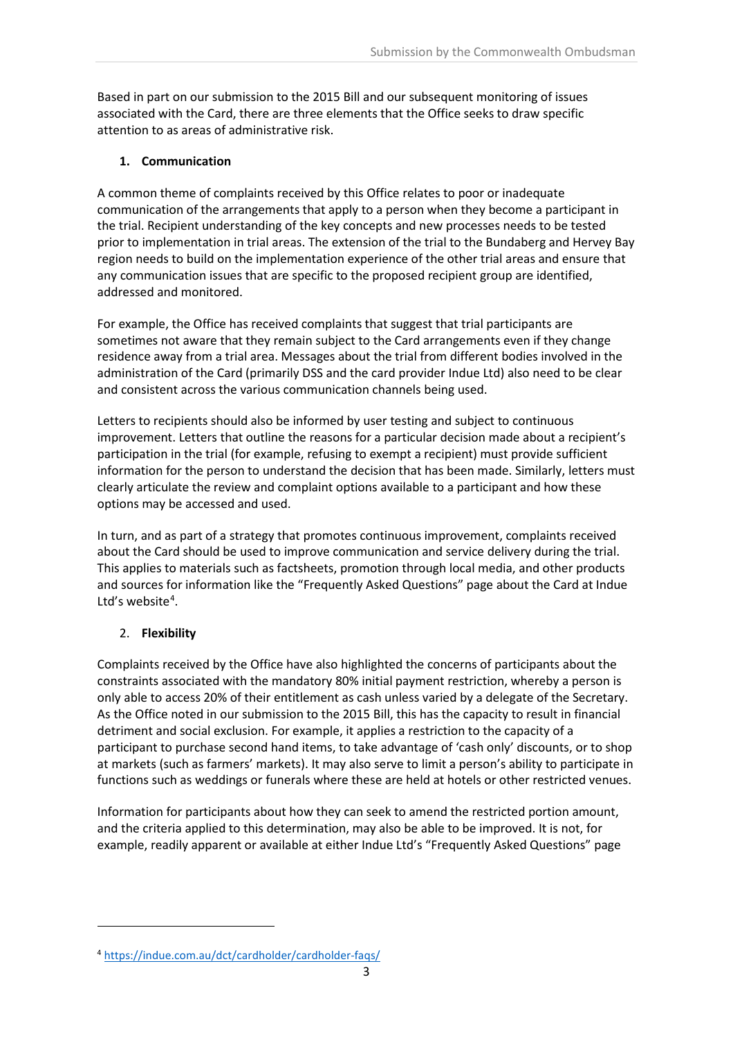Based in part on our submission to the 2015 Bill and our subsequent monitoring of issues associated with the Card, there are three elements that the Office seeks to draw specific attention to as areas of administrative risk.

1. **Communication**

A common theme of complaints received by this Office relates to poor or inadequate communication of the arrangements that apply to a person when they become a participant in the trial. Recipient understanding of the key concepts and new processes needs to be tested prior to implementation in trial areas. The extension of the trial to the Bundaberg and Hervey Bay region needs to build on the implementation experience of the other trial areas and ensure that any communication issues that are specific to the proposed recipient group are identified, addressed and monitored.

For example, the Office has received complaints that suggest that trial participants are sometimes not aware that they remain subject to the Card arrangements even if they change residence away from a trial area. Messages about the trial from different bodies involved in the administration of the Card (primarily DSS and the card provider Indue Ltd) also need to be clear and consistent across the various communication channels being used.

Letters to recipients should also be informed by user testing and subject to continuous improvement. Letters that outline the reasons for a particular decision made about a recipient's participation in the trial (for example, refusing to exempt a recipient) must provide sufficient information for the person to understand the decision that has been made. Similarly, letters must clearly articulate the review and complaint options available to a participant and how these options may be accessed and used.

In turn, and as part of a strategy that promotes continuous improvement, complaints received about the Card should be used to improve communication and service delivery during the trial. This applies to materials such as factsheets, promotion through local media, and other products and sources for information like the "Frequently Asked Questions" page about the Card at Indue Ltd's website[4].

2. **Flexibility**

Complaints received by the Office have also highlighted the concerns of participants about the constraints associated with the mandatory 80% initial payment restriction, whereby a person is only able to access 20% of their entitlement as cash unless varied by a delegate of the Secretary. As the Office noted in our submission to the 2015 Bill, this has the capacity to result in financial detriment and social exclusion. For example, it applies a restriction to the capacity of a participant to purchase second hand items, to take advantage of 'cash only' discounts, or to shop at markets (such as farmers' markets). It may also serve to limit a person's ability to participate in functions such as weddings or funerals where these are held at hotels or other restricted venues.

Information for participants about how they can seek to amend the restricted portion amount, and the criteria applied to this determination, may also be able to be improved. It is not, for example, readily apparent or available at either Indue Ltd's "Frequently Asked Questions" page

[4] https://indue.com.au/dct/cardholder/cardholder-faqs/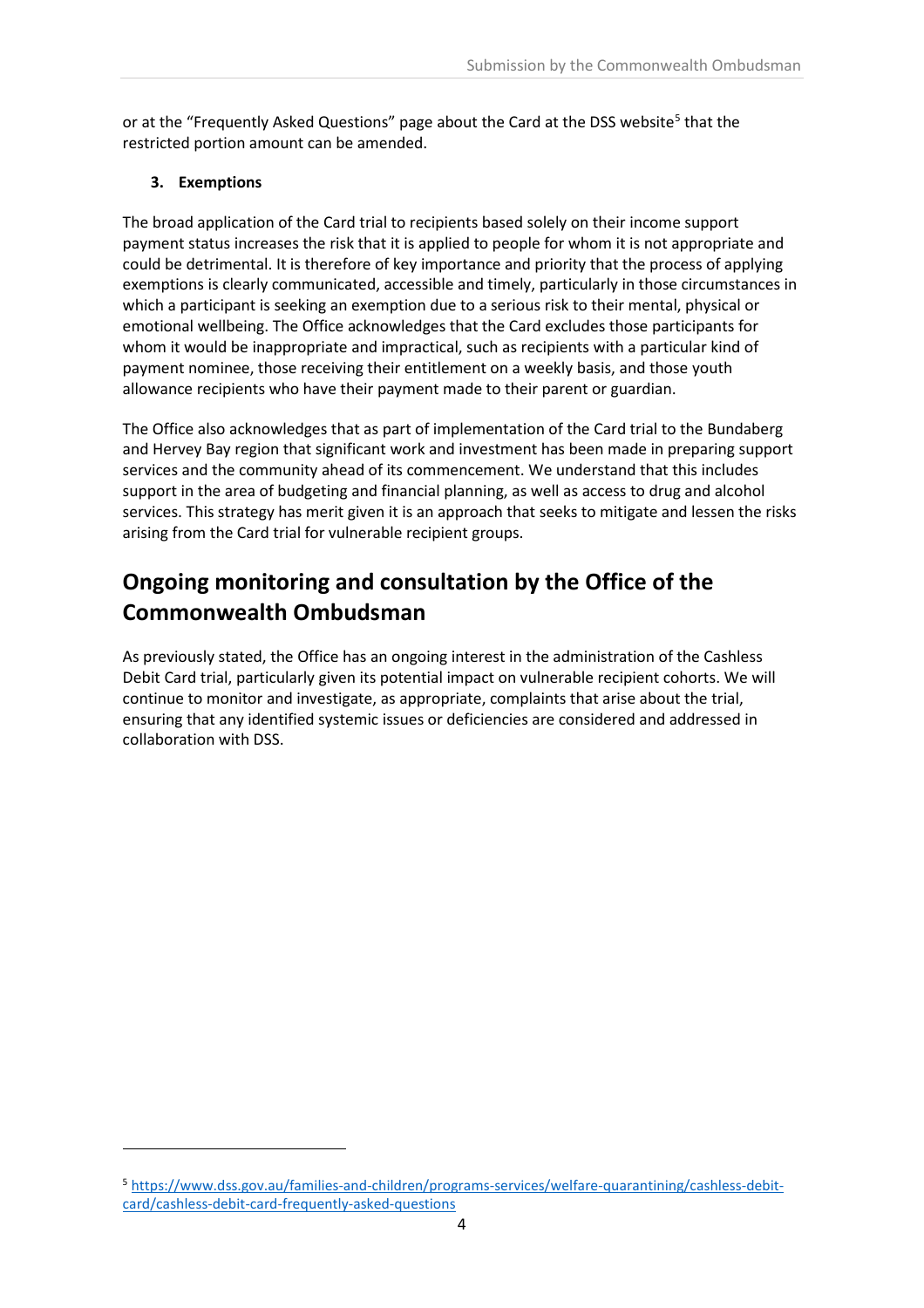or at the "Frequently Asked Questions" page about the Card at the DSS website[5] that the restricted portion amount can be amended.

**3. Exemptions**

The broad application of the Card trial to recipients based solely on their income support payment status increases the risk that it is applied to people for whom it is not appropriate and could be detrimental. It is therefore of key importance and priority that the process of applying exemptions is clearly communicated, accessible and timely, particularly in those circumstances in which a participant is seeking an exemption due to a serious risk to their mental, physical or emotional wellbeing. The Office acknowledges that the Card excludes those participants for whom it would be inappropriate and impractical, such as recipients with a particular kind of payment nominee, those receiving their entitlement on a weekly basis, and those youth allowance recipients who have their payment made to their parent or guardian.

The Office also acknowledges that as part of implementation of the Card trial to the Bundaberg and Hervey Bay region that significant work and investment has been made in preparing support services and the community ahead of its commencement. We understand that this includes support in the area of budgeting and financial planning, as well as access to drug and alcohol services. This strategy has merit given it is an approach that seeks to mitigate and lessen the risks arising from the Card trial for vulnerable recipient groups.

## Ongoing monitoring and consultation by the Office of the Commonwealth Ombudsman

As previously stated, the Office has an ongoing interest in the administration of the Cashless Debit Card trial, particularly given its potential impact on vulnerable recipient cohorts. We will continue to monitor and investigate, as appropriate, complaints that arise about the trial, ensuring that any identified systemic issues or deficiencies are considered and addressed in collaboration with DSS.

---

[5] https://www.dss.gov.au/families-and-children/programs-services/welfare-quarantining/cashless-debit-card/cashless-debit-card-frequently-asked-questions